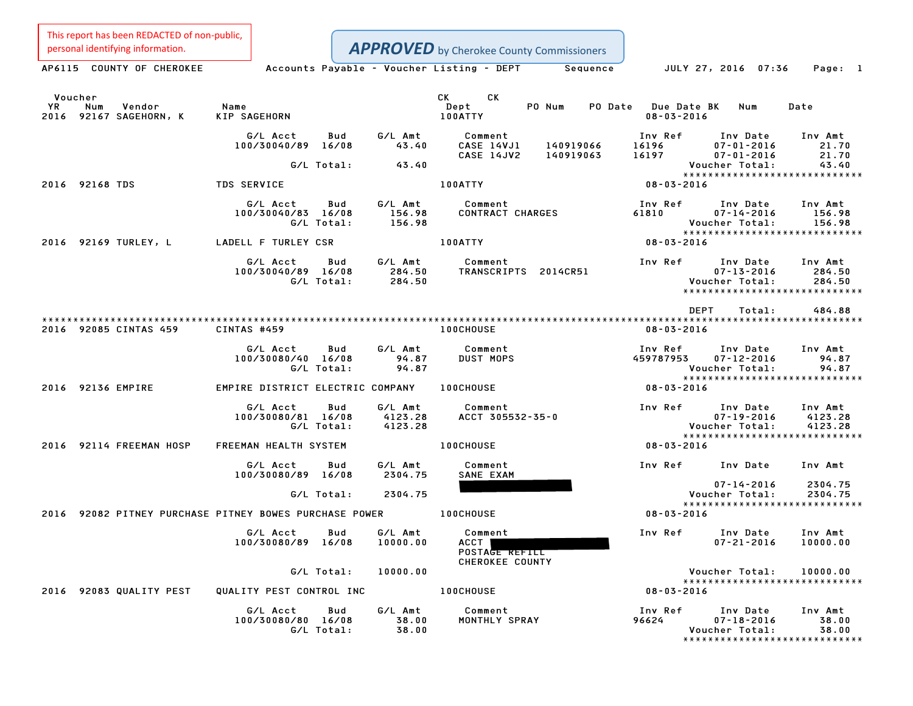This report has been REDACTED of non-public, personal identifying information.

**APPROVED** by Cherokee County Commissioners

AP6115 COUNTY OF CHEROKEE — Accounts Payable - Voucher Listing - DEPT Sequence — JULY 27, 2016 07:36

| Voucher YR | Num | Vendor | Name | CK Dept | PO Num | PO Date | Due Date | CK BK | Num | Date |
|---|---|---|---|---|---|---|---|---|---|---|
| 2016 | 92167 | SAGEHORN, K | KIP SAGEHORN | 100ATTY | | | 08-03-2016 | | | |

| G/L Acct | Bud | G/L Amt | Comment | | Inv Ref | Inv Date | Inv Amt |
|---|---|---|---|---|---|---|---|
| 100/30040/89 | 16/08 | 43.40 | CASE 14VJ1 | 140919066 | 16196 | 07-01-2016 | 21.70 |
| | | | CASE 14JV2 | 140919063 | 16197 | 07-01-2016 | 21.70 |
| | G/L Total: | 43.40 | | | | Voucher Total: | 43.40 |

2016 92168 TDS — TDS SERVICE — 100ATTY — 08-03-2016

| G/L Acct | Bud | G/L Amt | Comment | Inv Ref | Inv Date | Inv Amt |
|---|---|---|---|---|---|---|
| 100/30040/83 | 16/08 | 156.98 | CONTRACT CHARGES | 61810 | 07-14-2016 | 156.98 |
| | G/L Total: | 156.98 | | | Voucher Total: | 156.98 |

2016 92169 TURLEY, L — LADELL F TURLEY CSR — 100ATTY — 08-03-2016

| G/L Acct | Bud | G/L Amt | Comment | Inv Ref | Inv Date | Inv Amt |
|---|---|---|---|---|---|---|
| 100/30040/89 | 16/08 | 284.50 | TRANSCRIPTS 2014CR51 | | 07-13-2016 | 284.50 |
| | G/L Total: | 284.50 | | | Voucher Total: | 284.50 |

DEPT Total: 484.88

2016 92085 CINTAS 459 — CINTAS #459 — 100CHOUSE — 08-03-2016

| G/L Acct | Bud | G/L Amt | Comment | Inv Ref | Inv Date | Inv Amt |
|---|---|---|---|---|---|---|
| 100/30080/40 | 16/08 | 94.87 | DUST MOPS | 459787953 | 07-12-2016 | 94.87 |
| | G/L Total: | 94.87 | | | Voucher Total: | 94.87 |

2016 92136 EMPIRE — EMPIRE DISTRICT ELECTRIC COMPANY — 100CHOUSE — 08-03-2016

| G/L Acct | Bud | G/L Amt | Comment | Inv Ref | Inv Date | Inv Amt |
|---|---|---|---|---|---|---|
| 100/30080/81 | 16/08 | 4123.28 | ACCT 305532-35-0 | | 07-19-2016 | 4123.28 |
| | G/L Total: | 4123.28 | | | Voucher Total: | 4123.28 |

2016 92114 FREEMAN HOSP — FREEMAN HEALTH SYSTEM — 100CHOUSE — 08-03-2016

| G/L Acct | Bud | G/L Amt | Comment | Inv Ref | Inv Date | Inv Amt |
|---|---|---|---|---|---|---|
| 100/30080/89 | 16/08 | 2304.75 | SANE EXAM [REDACTED] | | 07-14-2016 | 2304.75 |
| | G/L Total: | 2304.75 | | | Voucher Total: | 2304.75 |

2016 92082 PITNEY PURCHASE — PITNEY BOWES PURCHASE POWER — 100CHOUSE — 08-03-2016

| G/L Acct | Bud | G/L Amt | Comment | Inv Ref | Inv Date | Inv Amt |
|---|---|---|---|---|---|---|
| 100/30080/89 | 16/08 | 10000.00 | ACCT [REDACTED] POSTAGE REFILL CHEROKEE COUNTY | | 07-21-2016 | 10000.00 |
| | G/L Total: | 10000.00 | | | Voucher Total: | 10000.00 |

2016 92083 QUALITY PEST — QUALITY PEST CONTROL INC — 100CHOUSE — 08-03-2016

| G/L Acct | Bud | G/L Amt | Comment | Inv Ref | Inv Date | Inv Amt |
|---|---|---|---|---|---|---|
| 100/30080/80 | 16/08 | 38.00 | MONTHLY SPRAY | 96624 | 07-18-2016 | 38.00 |
| | G/L Total: | 38.00 | | | Voucher Total: | 38.00 |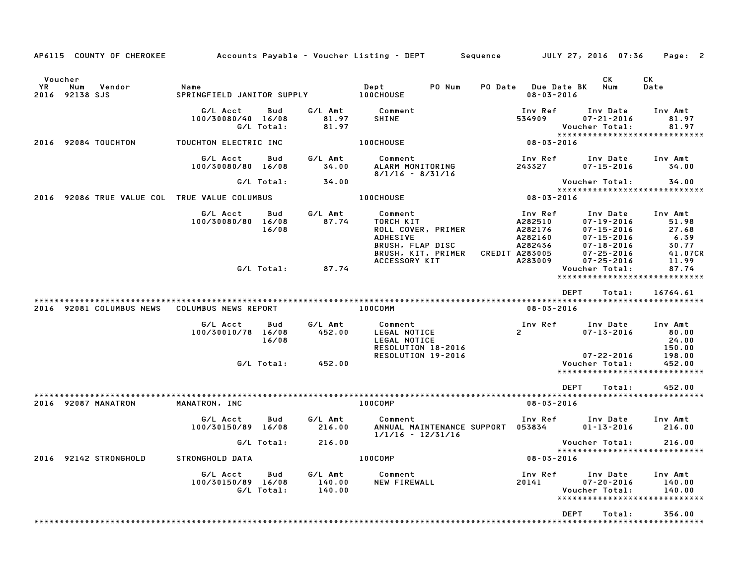AP6115 COUNTY OF CHEROKEE — Accounts Payable - Voucher Listing - DEPT — Sequence — JULY 27, 2016 07:36

| Voucher YR | Num | Vendor | Name | Dept | PO Num | PO Date | Due Date | BK | CK Num | CK Date |
|---|---|---|---|---|---|---|---|---|---|---|
| 2016 | 92138 | SJS | SPRINGFIELD JANITOR SUPPLY | 100CHOUSE | | | 08-03-2016 | | | |

| G/L Acct | Bud | G/L Amt | Comment | Inv Ref | Inv Date | Inv Amt |
|---|---|---|---|---|---|---|
| 100/30080/40 | 16/08 | 81.97 | SHINE | 534909 | 07-21-2016 | 81.97 |
| | G/L Total: | 81.97 | | | Voucher Total: | 81.97 |

| Voucher YR | Num | Vendor | Name | Dept | Due Date |
|---|---|---|---|---|---|
| 2016 | 92084 | TOUCHTON | TOUCHTON ELECTRIC INC | 100CHOUSE | 08-03-2016 |

| G/L Acct | Bud | G/L Amt | Comment | Inv Ref | Inv Date | Inv Amt |
|---|---|---|---|---|---|---|
| 100/30080/80 | 16/08 | 34.00 | ALARM MONITORING 8/1/16 - 8/31/16 | 243327 | 07-15-2016 | 34.00 |
| | G/L Total: | 34.00 | | | Voucher Total: | 34.00 |

| Voucher YR | Num | Vendor | Name | Dept | Due Date |
|---|---|---|---|---|---|
| 2016 | 92086 | TRUE VALUE COL | TRUE VALUE COLUMBUS | 100CHOUSE | 08-03-2016 |

| G/L Acct | Bud | G/L Amt | Comment | Inv Ref | Inv Date | Inv Amt |
|---|---|---|---|---|---|---|
| 100/30080/80 | 16/08 | 87.74 | TORCH KIT | A282510 | 07-19-2016 | 51.98 |
| | 16/08 | | ROLL COVER, PRIMER | A282176 | 07-15-2016 | 27.68 |
| | | | ADHESIVE | A282160 | 07-15-2016 | 6.39 |
| | | | BRUSH, FLAP DISC | A282436 | 07-18-2016 | 30.77 |
| | | | BRUSH, KIT, PRIMER | CREDIT A283005 | 07-25-2016 | 41.07CR |
| | | | ACCESSORY KIT | A283009 | 07-25-2016 | 11.99 |
| | G/L Total: | 87.74 | | | Voucher Total: | 87.74 |

DEPT Total: 16764.61

| Voucher YR | Num | Vendor | Name | Dept | Due Date |
|---|---|---|---|---|---|
| 2016 | 92081 | COLUMBUS NEWS | COLUMBUS NEWS REPORT | 100COMM | 08-03-2016 |

| G/L Acct | Bud | G/L Amt | Comment | Inv Ref | Inv Date | Inv Amt |
|---|---|---|---|---|---|---|
| 100/30010/78 | 16/08 | 452.00 | LEGAL NOTICE | 2 | 07-13-2016 | 80.00 |
| | 16/08 | | LEGAL NOTICE | | | 24.00 |
| | | | RESOLUTION 18-2016 | | | 150.00 |
| | | | RESOLUTION 19-2016 | | 07-22-2016 | 198.00 |
| | G/L Total: | 452.00 | | | Voucher Total: | 452.00 |

DEPT Total: 452.00

| Voucher YR | Num | Vendor | Name | Dept | Due Date |
|---|---|---|---|---|---|
| 2016 | 92087 | MANATRON | MANATRON, INC | 100COMP | 08-03-2016 |

| G/L Acct | Bud | G/L Amt | Comment | Inv Ref | Inv Date | Inv Amt |
|---|---|---|---|---|---|---|
| 100/30150/89 | 16/08 | 216.00 | ANNUAL MAINTENANCE SUPPORT 1/1/16 - 12/31/16 | 053834 | 01-13-2016 | 216.00 |
| | G/L Total: | 216.00 | | | Voucher Total: | 216.00 |

| Voucher YR | Num | Vendor | Name | Dept | Due Date |
|---|---|---|---|---|---|
| 2016 | 92142 | STRONGHOLD | STRONGHOLD DATA | 100COMP | 08-03-2016 |

| G/L Acct | Bud | G/L Amt | Comment | Inv Ref | Inv Date | Inv Amt |
|---|---|---|---|---|---|---|
| 100/30150/89 | 16/08 | 140.00 | NEW FIREWALL | 20141 | 07-20-2016 | 140.00 |
| | G/L Total: | 140.00 | | | Voucher Total: | 140.00 |

DEPT Total: 356.00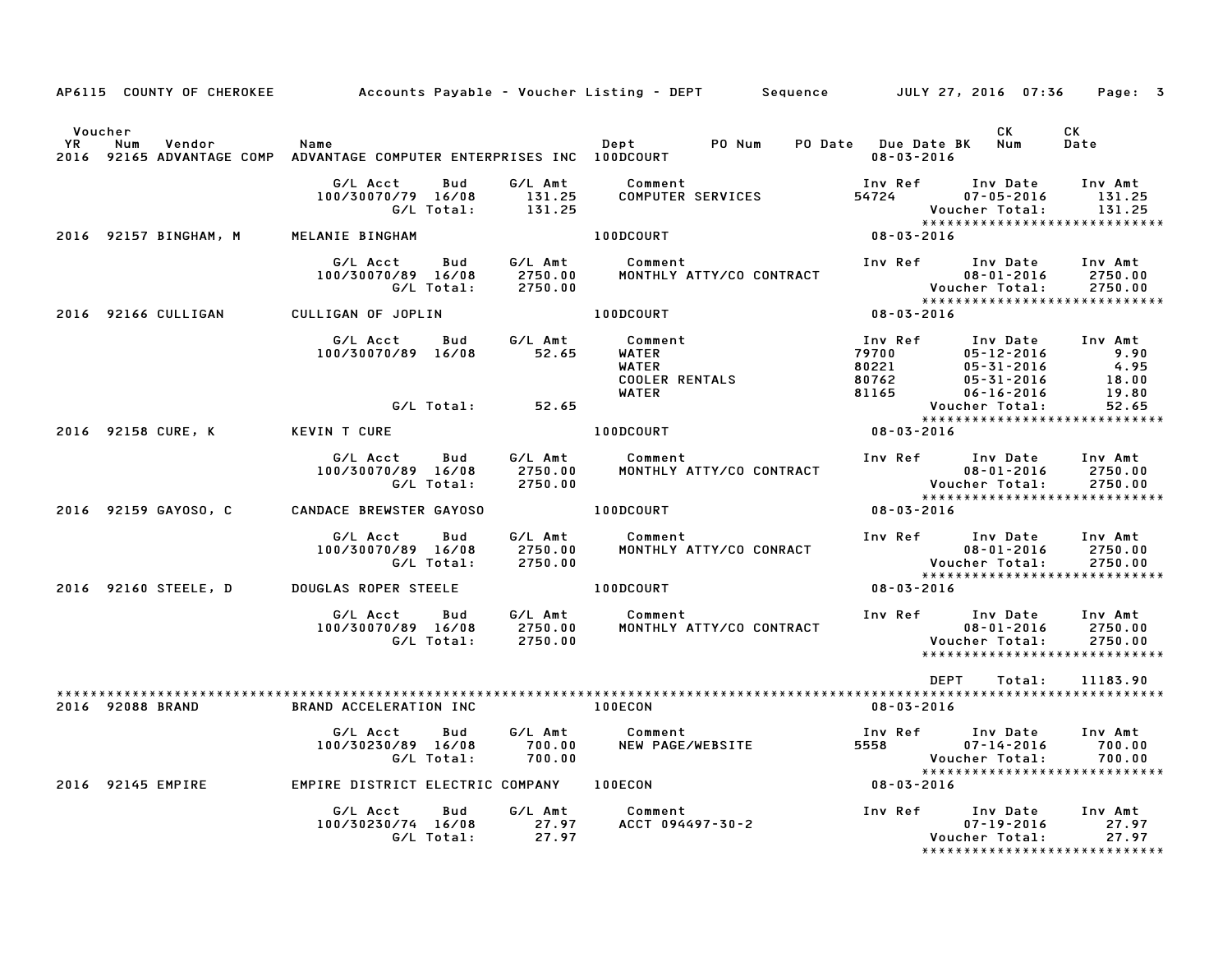AP6115 COUNTY OF CHEROKEE — Accounts Payable - Voucher Listing - DEPT — Sequence — JULY 27, 2016 07:36

| Voucher YR | Num | Vendor | Name | Dept | PO Num | PO Date | Due Date | BK | CK Num | CK Date |
|---|---|---|---|---|---|---|---|---|---|---|
| 2016 | 92165 | ADVANTAGE COMP | ADVANTAGE COMPUTER ENTERPRISES INC | 100DCOURT | | | 08-03-2016 | | | |

| G/L Acct | Bud | G/L Amt | Comment | Inv Ref | Inv Date | Inv Amt |
|---|---|---|---|---|---|---|
| 100/30070/79 | 16/08 | 131.25 | COMPUTER SERVICES | 54724 | 07-05-2016 | 131.25 |
| | G/L Total: | 131.25 | | | Voucher Total: | 131.25 |

| Voucher YR | Num | Vendor | Name | Dept | Due Date |
|---|---|---|---|---|---|
| 2016 | 92157 | BINGHAM, M | MELANIE BINGHAM | 100DCOURT | 08-03-2016 |

| G/L Acct | Bud | G/L Amt | Comment | Inv Ref | Inv Date | Inv Amt |
|---|---|---|---|---|---|---|
| 100/30070/89 | 16/08 | 2750.00 | MONTHLY ATTY/CO CONTRACT | | 08-01-2016 | 2750.00 |
| | G/L Total: | 2750.00 | | | Voucher Total: | 2750.00 |

| Voucher YR | Num | Vendor | Name | Dept | Due Date |
|---|---|---|---|---|---|
| 2016 | 92166 | CULLIGAN | CULLIGAN OF JOPLIN | 100DCOURT | 08-03-2016 |

| G/L Acct | Bud | G/L Amt | Comment | Inv Ref | Inv Date | Inv Amt |
|---|---|---|---|---|---|---|
| 100/30070/89 | 16/08 | 52.65 | WATER | 79700 | 05-12-2016 | 9.90 |
| | | | WATER | 80221 | 05-31-2016 | 4.95 |
| | | | COOLER RENTALS | 80762 | 05-31-2016 | 18.00 |
| | | | WATER | 81165 | 06-16-2016 | 19.80 |
| | G/L Total: | 52.65 | | | Voucher Total: | 52.65 |

| Voucher YR | Num | Vendor | Name | Dept | Due Date |
|---|---|---|---|---|---|
| 2016 | 92158 | CURE, K | KEVIN T CURE | 100DCOURT | 08-03-2016 |

| G/L Acct | Bud | G/L Amt | Comment | Inv Ref | Inv Date | Inv Amt |
|---|---|---|---|---|---|---|
| 100/30070/89 | 16/08 | 2750.00 | MONTHLY ATTY/CO CONTRACT | | 08-01-2016 | 2750.00 |
| | G/L Total: | 2750.00 | | | Voucher Total: | 2750.00 |

| Voucher YR | Num | Vendor | Name | Dept | Due Date |
|---|---|---|---|---|---|
| 2016 | 92159 | GAYOSO, C | CANDACE BREWSTER GAYOSO | 100DCOURT | 08-03-2016 |

| G/L Acct | Bud | G/L Amt | Comment | Inv Ref | Inv Date | Inv Amt |
|---|---|---|---|---|---|---|
| 100/30070/89 | 16/08 | 2750.00 | MONTHLY ATTY/CO CONRACT | | 08-01-2016 | 2750.00 |
| | G/L Total: | 2750.00 | | | Voucher Total: | 2750.00 |

| Voucher YR | Num | Vendor | Name | Dept | Due Date |
|---|---|---|---|---|---|
| 2016 | 92160 | STEELE, D | DOUGLAS ROPER STEELE | 100DCOURT | 08-03-2016 |

| G/L Acct | Bud | G/L Amt | Comment | Inv Ref | Inv Date | Inv Amt |
|---|---|---|---|---|---|---|
| 100/30070/89 | 16/08 | 2750.00 | MONTHLY ATTY/CO CONTRACT | | 08-01-2016 | 2750.00 |
| | G/L Total: | 2750.00 | | | Voucher Total: | 2750.00 |

DEPT Total: 11183.90

| Voucher YR | Num | Vendor | Name | Dept | Due Date |
|---|---|---|---|---|---|
| 2016 | 92088 | BRAND | BRAND ACCELERATION INC | 100ECON | 08-03-2016 |

| G/L Acct | Bud | G/L Amt | Comment | Inv Ref | Inv Date | Inv Amt |
|---|---|---|---|---|---|---|
| 100/30230/89 | 16/08 | 700.00 | NEW PAGE/WEBSITE | 5558 | 07-14-2016 | 700.00 |
| | G/L Total: | 700.00 | | | Voucher Total: | 700.00 |

| Voucher YR | Num | Vendor | Name | Dept | Due Date |
|---|---|---|---|---|---|
| 2016 | 92145 | EMPIRE | EMPIRE DISTRICT ELECTRIC COMPANY | 100ECON | 08-03-2016 |

| G/L Acct | Bud | G/L Amt | Comment | Inv Ref | Inv Date | Inv Amt |
|---|---|---|---|---|---|---|
| 100/30230/74 | 16/08 | 27.97 | ACCT 094497-30-2 | | 07-19-2016 | 27.97 |
| | G/L Total: | 27.97 | | | Voucher Total: | 27.97 |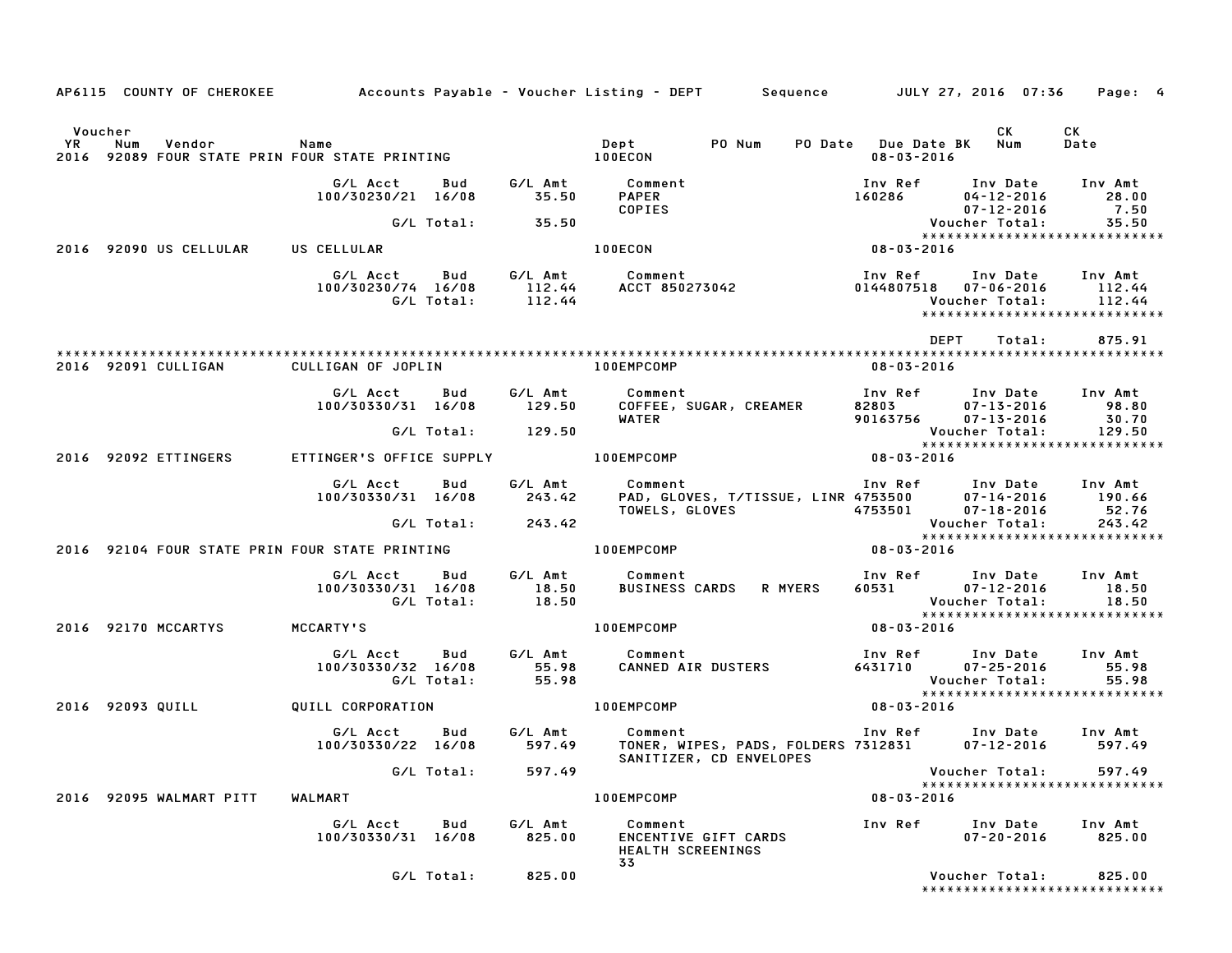AP6115 COUNTY OF CHEROKEE    Accounts Payable - Voucher Listing - DEPT    Sequence    JULY 27, 2016 07:36

| Voucher YR | Num | Vendor | Name | Dept | PO Num | PO Date | Due Date BK | CK Num | CK Date |
|---|---|---|---|---|---|---|---|---|---|
| 2016 | 92089 | FOUR STATE PRIN | FOUR STATE PRINTING | 100ECON | | | 08-03-2016 | | |

| G/L Acct | Bud | G/L Amt | Comment | Inv Ref | Inv Date | Inv Amt |
|---|---|---|---|---|---|---|
| 100/30230/21 | 16/08 | 35.50 | PAPER | 160286 | 04-12-2016 | 28.00 |
| | | | COPIES | | 07-12-2016 | 7.50 |
| | G/L Total: | 35.50 | | | Voucher Total: | 35.50 |

| Voucher YR | Num | Vendor | Name | Dept | Due Date BK |
|---|---|---|---|---|---|
| 2016 | 92090 | US CELLULAR | US CELLULAR | 100ECON | 08-03-2016 |

| G/L Acct | Bud | G/L Amt | Comment | Inv Ref | Inv Date | Inv Amt |
|---|---|---|---|---|---|---|
| 100/30230/74 | 16/08 | 112.44 | ACCT 850273042 | 0144807518 | 07-06-2016 | 112.44 |
| | G/L Total: | 112.44 | | | Voucher Total: | 112.44 |

DEPT Total: 875.91

| Voucher YR | Num | Vendor | Name | Dept | Due Date BK |
|---|---|---|---|---|---|
| 2016 | 92091 | CULLIGAN | CULLIGAN OF JOPLIN | 100EMPCOMP | 08-03-2016 |

| G/L Acct | Bud | G/L Amt | Comment | Inv Ref | Inv Date | Inv Amt |
|---|---|---|---|---|---|---|
| 100/30330/31 | 16/08 | 129.50 | COFFEE, SUGAR, CREAMER | 82803 | 07-13-2016 | 98.80 |
| | | | WATER | 90163756 | 07-13-2016 | 30.70 |
| | G/L Total: | 129.50 | | | Voucher Total: | 129.50 |

| Voucher YR | Num | Vendor | Name | Dept | Due Date BK |
|---|---|---|---|---|---|
| 2016 | 92092 | ETTINGERS | ETTINGER'S OFFICE SUPPLY | 100EMPCOMP | 08-03-2016 |

| G/L Acct | Bud | G/L Amt | Comment | Inv Ref | Inv Date | Inv Amt |
|---|---|---|---|---|---|---|
| 100/30330/31 | 16/08 | 243.42 | PAD, GLOVES, T/TISSUE, LINR | 4753500 | 07-14-2016 | 190.66 |
| | | | TOWELS, GLOVES | 4753501 | 07-18-2016 | 52.76 |
| | G/L Total: | 243.42 | | | Voucher Total: | 243.42 |

| Voucher YR | Num | Vendor | Name | Dept | Due Date BK |
|---|---|---|---|---|---|
| 2016 | 92104 | FOUR STATE PRIN | FOUR STATE PRINTING | 100EMPCOMP | 08-03-2016 |

| G/L Acct | Bud | G/L Amt | Comment | Inv Ref | Inv Date | Inv Amt |
|---|---|---|---|---|---|---|
| 100/30330/31 | 16/08 | 18.50 | BUSINESS CARDS R MYERS | 60531 | 07-12-2016 | 18.50 |
| | G/L Total: | 18.50 | | | Voucher Total: | 18.50 |

| Voucher YR | Num | Vendor | Name | Dept | Due Date BK |
|---|---|---|---|---|---|
| 2016 | 92170 | MCCARTYS | MCCARTY'S | 100EMPCOMP | 08-03-2016 |

| G/L Acct | Bud | G/L Amt | Comment | Inv Ref | Inv Date | Inv Amt |
|---|---|---|---|---|---|---|
| 100/30330/32 | 16/08 | 55.98 | CANNED AIR DUSTERS | 6431710 | 07-25-2016 | 55.98 |
| | G/L Total: | 55.98 | | | Voucher Total: | 55.98 |

| Voucher YR | Num | Vendor | Name | Dept | Due Date BK |
|---|---|---|---|---|---|
| 2016 | 92093 | QUILL | QUILL CORPORATION | 100EMPCOMP | 08-03-2016 |

| G/L Acct | Bud | G/L Amt | Comment | Inv Ref | Inv Date | Inv Amt |
|---|---|---|---|---|---|---|
| 100/30330/22 | 16/08 | 597.49 | TONER, WIPES, PADS, FOLDERS | 7312831 | 07-12-2016 | 597.49 |
| | | | SANITIZER, CD ENVELOPES | | | |
| | G/L Total: | 597.49 | | | Voucher Total: | 597.49 |

| Voucher YR | Num | Vendor | Name | Dept | Due Date BK |
|---|---|---|---|---|---|
| 2016 | 92095 | WALMART PITT | WALMART | 100EMPCOMP | 08-03-2016 |

| G/L Acct | Bud | G/L Amt | Comment | Inv Ref | Inv Date | Inv Amt |
|---|---|---|---|---|---|---|
| 100/30330/31 | 16/08 | 825.00 | ENCENTIVE GIFT CARDS | | 07-20-2016 | 825.00 |
| | | | HEALTH SCREENINGS | | | |
| | | | 33 | | | |
| | G/L Total: | 825.00 | | | Voucher Total: | 825.00 |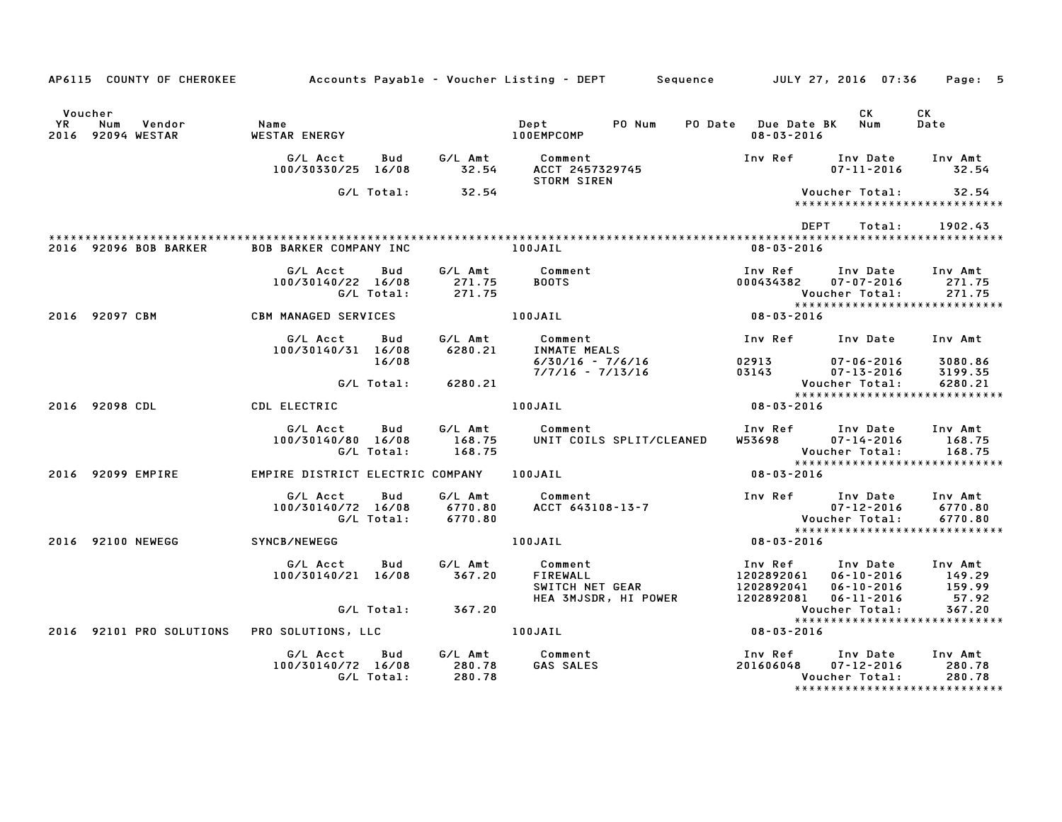AP6115 COUNTY OF CHEROKEE — Accounts Payable - Voucher Listing - DEPT — Sequence — JULY 27, 2016 07:36

| Voucher YR | Num | Vendor | Name | Dept | PO Num | PO Date | Due Date BK | CK Num | CK Date |
|---|---|---|---|---|---|---|---|---|---|
| 2016 | 92094 | WESTAR | WESTAR ENERGY | 100EMPCOMP | | | 08-03-2016 | | |

| G/L Acct | Bud | G/L Amt | Comment | Inv Ref | Inv Date | Inv Amt |
|---|---|---|---|---|---|---|
| 100/30330/25 | 16/08 | 32.54 | ACCT 2457329745 STORM SIREN | | 07-11-2016 | 32.54 |
| | G/L Total: | 32.54 | | | Voucher Total: | 32.54 |

DEPT Total: 1902.43

| Voucher YR | Num | Vendor | Name | Dept | Due Date |
|---|---|---|---|---|---|
| 2016 | 92096 | BOB BARKER | BOB BARKER COMPANY INC | 100JAIL | 08-03-2016 |

| G/L Acct | Bud | G/L Amt | Comment | Inv Ref | Inv Date | Inv Amt |
|---|---|---|---|---|---|---|
| 100/30140/22 | 16/08 | 271.75 | BOOTS | 000434382 | 07-07-2016 | 271.75 |
| | G/L Total: | 271.75 | | | Voucher Total: | 271.75 |

| Voucher YR | Num | Vendor | Name | Dept | Due Date |
|---|---|---|---|---|---|
| 2016 | 92097 | CBM | CBM MANAGED SERVICES | 100JAIL | 08-03-2016 |

| G/L Acct | Bud | G/L Amt | Comment | Inv Ref | Inv Date | Inv Amt |
|---|---|---|---|---|---|---|
| 100/30140/31 | 16/08 | 6280.21 | INMATE MEALS | | | |
| | 16/08 | | 6/30/16 - 7/6/16 | 02913 | 07-06-2016 | 3080.86 |
| | | | 7/7/16 - 7/13/16 | 03143 | 07-13-2016 | 3199.35 |
| | G/L Total: | 6280.21 | | | Voucher Total: | 6280.21 |

| Voucher YR | Num | Vendor | Name | Dept | Due Date |
|---|---|---|---|---|---|
| 2016 | 92098 | CDL | CDL ELECTRIC | 100JAIL | 08-03-2016 |

| G/L Acct | Bud | G/L Amt | Comment | Inv Ref | Inv Date | Inv Amt |
|---|---|---|---|---|---|---|
| 100/30140/80 | 16/08 | 168.75 | UNIT COILS SPLIT/CLEANED | W53698 | 07-14-2016 | 168.75 |
| | G/L Total: | 168.75 | | | Voucher Total: | 168.75 |

| Voucher YR | Num | Vendor | Name | Dept | Due Date |
|---|---|---|---|---|---|
| 2016 | 92099 | EMPIRE | EMPIRE DISTRICT ELECTRIC COMPANY | 100JAIL | 08-03-2016 |

| G/L Acct | Bud | G/L Amt | Comment | Inv Ref | Inv Date | Inv Amt |
|---|---|---|---|---|---|---|
| 100/30140/72 | 16/08 | 6770.80 | ACCT 643108-13-7 | | 07-12-2016 | 6770.80 |
| | G/L Total: | 6770.80 | | | Voucher Total: | 6770.80 |

| Voucher YR | Num | Vendor | Name | Dept | Due Date |
|---|---|---|---|---|---|
| 2016 | 92100 | NEWEGG | SYNCB/NEWEGG | 100JAIL | 08-03-2016 |

| G/L Acct | Bud | G/L Amt | Comment | Inv Ref | Inv Date | Inv Amt |
|---|---|---|---|---|---|---|
| 100/30140/21 | 16/08 | 367.20 | FIREWALL | 1202892061 | 06-10-2016 | 149.29 |
| | | | SWITCH NET GEAR | 1202892041 | 06-10-2016 | 159.99 |
| | | | HEA 3MJSDR, HI POWER | 1202892081 | 06-11-2016 | 57.92 |
| | G/L Total: | 367.20 | | | Voucher Total: | 367.20 |

| Voucher YR | Num | Vendor | Name | Dept | Due Date |
|---|---|---|---|---|---|
| 2016 | 92101 | PRO SOLUTIONS | PRO SOLUTIONS, LLC | 100JAIL | 08-03-2016 |

| G/L Acct | Bud | G/L Amt | Comment | Inv Ref | Inv Date | Inv Amt |
|---|---|---|---|---|---|---|
| 100/30140/72 | 16/08 | 280.78 | GAS SALES | 201606048 | 07-12-2016 | 280.78 |
| | G/L Total: | 280.78 | | | Voucher Total: | 280.78 |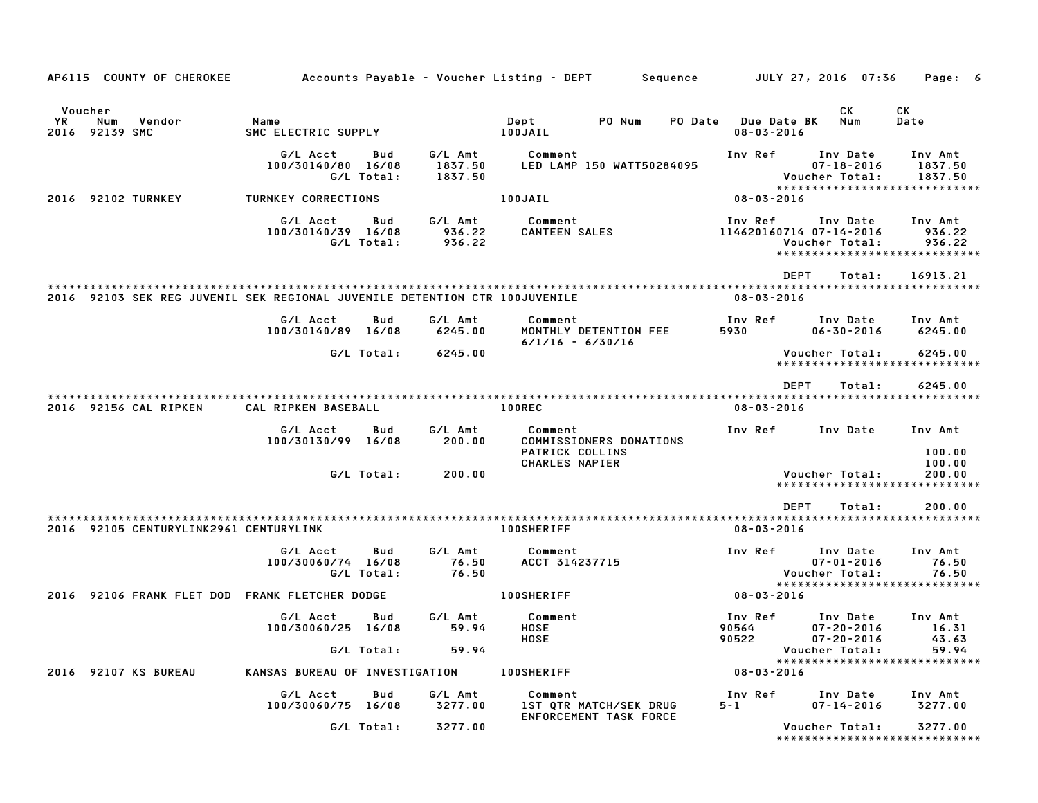AP6115 COUNTY OF CHEROKEE — Accounts Payable - Voucher Listing - DEPT — Sequence — JULY 27, 2016 07:36

| Voucher YR | Num | Vendor | Name | Dept | PO Num | PO Date | Due Date BK | CK Num | CK Date |
|---|---|---|---|---|---|---|---|---|---|
| 2016 | 92139 | SMC | SMC ELECTRIC SUPPLY | 100JAIL | | | 08-03-2016 | | |

| G/L Acct | Bud | G/L Amt | Comment | Inv Ref | Inv Date | Inv Amt |
|---|---|---|---|---|---|---|
| 100/30140/80 | 16/08 | 1837.50 | LED LAMP 150 WATT50284095 | | 07-18-2016 | 1837.50 |
| | G/L Total: | 1837.50 | | | Voucher Total: | 1837.50 |

| YR | Num | Vendor | Name | Dept | Due Date |
|---|---|---|---|---|---|
| 2016 | 92102 | TURNKEY | TURNKEY CORRECTIONS | 100JAIL | 08-03-2016 |

| G/L Acct | Bud | G/L Amt | Comment | Inv Ref | Inv Date | Inv Amt |
|---|---|---|---|---|---|---|
| 100/30140/39 | 16/08 | 936.22 | CANTEEN SALES | 114620160714 | 07-14-2016 | 936.22 |
| | G/L Total: | 936.22 | | | Voucher Total: | 936.22 |

DEPT Total: 16913.21

| YR | Num | Vendor | Name | Dept | Due Date |
|---|---|---|---|---|---|
| 2016 | 92103 | SEK REG JUVENIL | SEK REGIONAL JUVENILE DETENTION CTR | 100JUVENILE | 08-03-2016 |

| G/L Acct | Bud | G/L Amt | Comment | Inv Ref | Inv Date | Inv Amt |
|---|---|---|---|---|---|---|
| 100/30140/89 | 16/08 | 6245.00 | MONTHLY DETENTION FEE 6/1/16 - 6/30/16 | 5930 | 06-30-2016 | 6245.00 |
| | G/L Total: | 6245.00 | | | Voucher Total: | 6245.00 |

DEPT Total: 6245.00

| YR | Num | Vendor | Name | Dept | Due Date |
|---|---|---|---|---|---|
| 2016 | 92156 | CAL RIPKEN | CAL RIPKEN BASEBALL | 100REC | 08-03-2016 |

| G/L Acct | Bud | G/L Amt | Comment | Inv Ref | Inv Date | Inv Amt |
|---|---|---|---|---|---|---|
| 100/30130/99 | 16/08 | 200.00 | COMMISSIONERS DONATIONS | | | |
| | | | PATRICK COLLINS | | | 100.00 |
| | | | CHARLES NAPIER | | | 100.00 |
| | G/L Total: | 200.00 | | | Voucher Total: | 200.00 |

DEPT Total: 200.00

| YR | Num | Vendor | Name | Dept | Due Date |
|---|---|---|---|---|---|
| 2016 | 92105 | CENTURYLINK2961 | CENTURYLINK | 100SHERIFF | 08-03-2016 |

| G/L Acct | Bud | G/L Amt | Comment | Inv Ref | Inv Date | Inv Amt |
|---|---|---|---|---|---|---|
| 100/30060/74 | 16/08 | 76.50 | ACCT 314237715 | | 07-01-2016 | 76.50 |
| | G/L Total: | 76.50 | | | Voucher Total: | 76.50 |

| YR | Num | Vendor | Name | Dept | Due Date |
|---|---|---|---|---|---|
| 2016 | 92106 | FRANK FLET DOD | FRANK FLETCHER DODGE | 100SHERIFF | 08-03-2016 |

| G/L Acct | Bud | G/L Amt | Comment | Inv Ref | Inv Date | Inv Amt |
|---|---|---|---|---|---|---|
| 100/30060/25 | 16/08 | 59.94 | HOSE | 90564 | 07-20-2016 | 16.31 |
| | | | HOSE | 90522 | 07-20-2016 | 43.63 |
| | G/L Total: | 59.94 | | | Voucher Total: | 59.94 |

| YR | Num | Vendor | Name | Dept | Due Date |
|---|---|---|---|---|---|
| 2016 | 92107 | KS BUREAU | KANSAS BUREAU OF INVESTIGATION | 100SHERIFF | 08-03-2016 |

| G/L Acct | Bud | G/L Amt | Comment | Inv Ref | Inv Date | Inv Amt |
|---|---|---|---|---|---|---|
| 100/30060/75 | 16/08 | 3277.00 | 1ST QTR MATCH/SEK DRUG ENFORCEMENT TASK FORCE | 5-1 | 07-14-2016 | 3277.00 |
| | G/L Total: | 3277.00 | | | Voucher Total: | 3277.00 |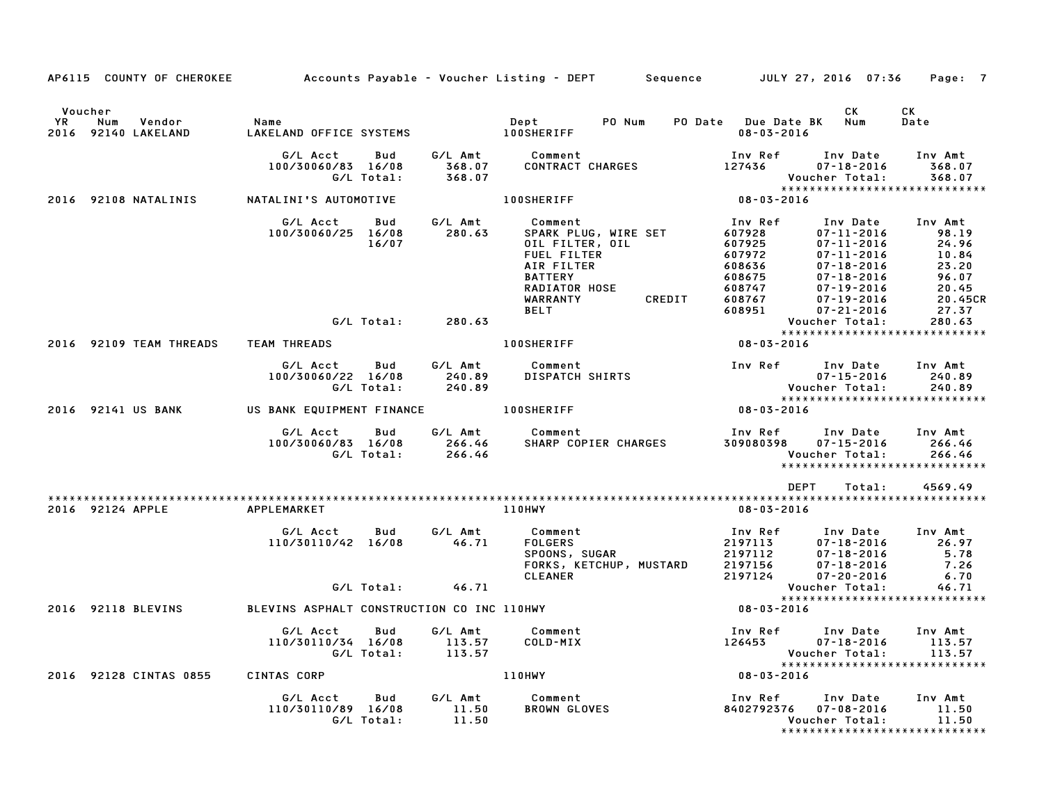AP6115 COUNTY OF CHEROKEE — Accounts Payable - Voucher Listing - DEPT — Sequence — JULY 27, 2016 07:36

| Voucher YR | Num | Vendor | Name | Dept | PO Num | PO Date | Due Date BK | CK Num | CK Date |
|---|---|---|---|---|---|---|---|---|---|
| 2016 | 92140 | LAKELAND | LAKELAND OFFICE SYSTEMS | 100SHERIFF | | | 08-03-2016 | | |

| G/L Acct | Bud | G/L Amt | Comment | Inv Ref | Inv Date | Inv Amt |
|---|---|---|---|---|---|---|
| 100/30060/83 | 16/08 | 368.07 | CONTRACT CHARGES | 127436 | 07-18-2016 | 368.07 |
| | G/L Total: | 368.07 | | | Voucher Total: | 368.07 |

| YR | Num | Vendor | Name | Dept | Due Date |
|---|---|---|---|---|---|
| 2016 | 92108 | NATALINIS | NATALINI'S AUTOMOTIVE | 100SHERIFF | 08-03-2016 |

| G/L Acct | Bud | G/L Amt | Comment | Inv Ref | Inv Date | Inv Amt |
|---|---|---|---|---|---|---|
| 100/30060/25 | 16/08 | 280.63 | SPARK PLUG, WIRE SET | 607928 | 07-11-2016 | 98.19 |
| | 16/07 | | OIL FILTER, OIL | 607925 | 07-11-2016 | 24.96 |
| | | | FUEL FILTER | 607972 | 07-11-2016 | 10.84 |
| | | | AIR FILTER | 608636 | 07-18-2016 | 23.20 |
| | | | BATTERY | 608675 | 07-18-2016 | 96.07 |
| | | | RADIATOR HOSE | 608747 | 07-19-2016 | 20.45 |
| | | | WARRANTY CREDIT | 608767 | 07-19-2016 | 20.45CR |
| | | | BELT | 608951 | 07-21-2016 | 27.37 |
| | G/L Total: | 280.63 | | | Voucher Total: | 280.63 |

| YR | Num | Vendor | Name | Dept | Due Date |
|---|---|---|---|---|---|
| 2016 | 92109 | TEAM THREADS | TEAM THREADS | 100SHERIFF | 08-03-2016 |

| G/L Acct | Bud | G/L Amt | Comment | Inv Ref | Inv Date | Inv Amt |
|---|---|---|---|---|---|---|
| 100/30060/22 | 16/08 | 240.89 | DISPATCH SHIRTS | | 07-15-2016 | 240.89 |
| | G/L Total: | 240.89 | | | Voucher Total: | 240.89 |

| YR | Num | Vendor | Name | Dept | Due Date |
|---|---|---|---|---|---|
| 2016 | 92141 | US BANK | US BANK EQUIPMENT FINANCE | 100SHERIFF | 08-03-2016 |

| G/L Acct | Bud | G/L Amt | Comment | Inv Ref | Inv Date | Inv Amt |
|---|---|---|---|---|---|---|
| 100/30060/83 | 16/08 | 266.46 | SHARP COPIER CHARGES | 309080398 | 07-15-2016 | 266.46 |
| | G/L Total: | 266.46 | | | Voucher Total: | 266.46 |

DEPT Total: 4569.49

| YR | Num | Vendor | Name | Dept | Due Date |
|---|---|---|---|---|---|
| 2016 | 92124 | APPLE | APPLEMARKET | 110HWY | 08-03-2016 |

| G/L Acct | Bud | G/L Amt | Comment | Inv Ref | Inv Date | Inv Amt |
|---|---|---|---|---|---|---|
| 110/30110/42 | 16/08 | 46.71 | FOLGERS | 2197113 | 07-18-2016 | 26.97 |
| | | | SPOONS, SUGAR | 2197112 | 07-18-2016 | 5.78 |
| | | | FORKS, KETCHUP, MUSTARD | 2197156 | 07-18-2016 | 7.26 |
| | | | CLEANER | 2197124 | 07-20-2016 | 6.70 |
| | G/L Total: | 46.71 | | | Voucher Total: | 46.71 |

| YR | Num | Vendor | Name | Dept | Due Date |
|---|---|---|---|---|---|
| 2016 | 92118 | BLEVINS | BLEVINS ASPHALT CONSTRUCTION CO INC | 110HWY | 08-03-2016 |

| G/L Acct | Bud | G/L Amt | Comment | Inv Ref | Inv Date | Inv Amt |
|---|---|---|---|---|---|---|
| 110/30110/34 | 16/08 | 113.57 | COLD-MIX | 126453 | 07-18-2016 | 113.57 |
| | G/L Total: | 113.57 | | | Voucher Total: | 113.57 |

| YR | Num | Vendor | Name | Dept | Due Date |
|---|---|---|---|---|---|
| 2016 | 92128 | CINTAS 0855 | CINTAS CORP | 110HWY | 08-03-2016 |

| G/L Acct | Bud | G/L Amt | Comment | Inv Ref | Inv Date | Inv Amt |
|---|---|---|---|---|---|---|
| 110/30110/89 | 16/08 | 11.50 | BROWN GLOVES | 8402792376 | 07-08-2016 | 11.50 |
| | G/L Total: | 11.50 | | | Voucher Total: | 11.50 |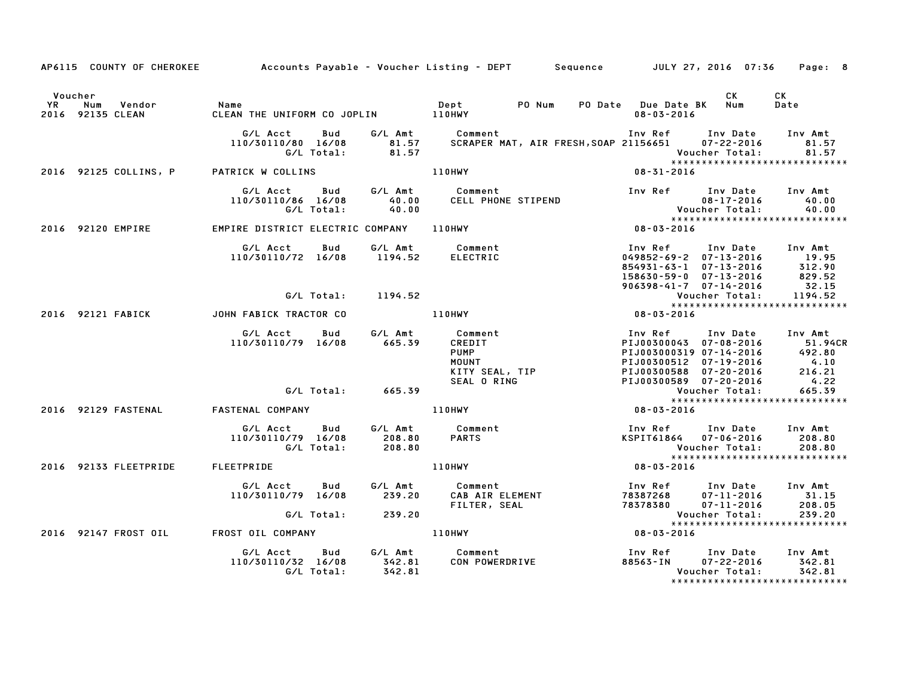AP6115 COUNTY OF CHEROKEE — Accounts Payable - Voucher Listing - DEPT — Sequence — JULY 27, 2016 07:36

| Voucher YR | Num | Vendor | Name | Dept | PO Num | PO Date | Due Date BK | CK Num | CK Date |
|---|---|---|---|---|---|---|---|---|---|
| 2016 | 92135 | CLEAN | CLEAN THE UNIFORM CO JOPLIN | 110HWY | | | 08-03-2016 | | |

| G/L Acct | Bud | G/L Amt | Comment | Inv Ref | Inv Date | Inv Amt |
|---|---|---|---|---|---|---|
| 110/30110/80 | 16/08 | 81.57 | SCRAPER MAT, AIR FRESH,SOAP | 21156651 | 07-22-2016 | 81.57 |
| | G/L Total: | 81.57 | | | Voucher Total: | 81.57 |

| Voucher YR | Num | Vendor | Name | Dept | PO Num | PO Date | Due Date BK | CK Num | CK Date |
|---|---|---|---|---|---|---|---|---|---|
| 2016 | 92125 | COLLINS, P | PATRICK W COLLINS | 110HWY | | | 08-31-2016 | | |

| G/L Acct | Bud | G/L Amt | Comment | Inv Ref | Inv Date | Inv Amt |
|---|---|---|---|---|---|---|
| 110/30110/86 | 16/08 | 40.00 | CELL PHONE STIPEND | | 08-17-2016 | 40.00 |
| | G/L Total: | 40.00 | | | Voucher Total: | 40.00 |

| Voucher YR | Num | Vendor | Name | Dept | PO Num | PO Date | Due Date BK | CK Num | CK Date |
|---|---|---|---|---|---|---|---|---|---|
| 2016 | 92120 | EMPIRE | EMPIRE DISTRICT ELECTRIC COMPANY | 110HWY | | | 08-03-2016 | | |

| G/L Acct | Bud | G/L Amt | Comment | Inv Ref | Inv Date | Inv Amt |
|---|---|---|---|---|---|---|
| 110/30110/72 | 16/08 | 1194.52 | ELECTRIC | 049852-69-2 | 07-13-2016 | 19.95 |
| | | | | 854931-63-1 | 07-13-2016 | 312.90 |
| | | | | 158630-59-0 | 07-13-2016 | 829.52 |
| | | | | 906398-41-7 | 07-14-2016 | 32.15 |
| | G/L Total: | 1194.52 | | | Voucher Total: | 1194.52 |

| Voucher YR | Num | Vendor | Name | Dept | PO Num | PO Date | Due Date BK | CK Num | CK Date |
|---|---|---|---|---|---|---|---|---|---|
| 2016 | 92121 | FABICK | JOHN FABICK TRACTOR CO | 110HWY | | | 08-03-2016 | | |

| G/L Acct | Bud | G/L Amt | Comment | Inv Ref | Inv Date | Inv Amt |
|---|---|---|---|---|---|---|
| 110/30110/79 | 16/08 | 665.39 | CREDIT | PIJ00300043 | 07-08-2016 | 51.94CR |
| | | | PUMP | PIJ003000319 | 07-14-2016 | 492.80 |
| | | | MOUNT | PIJ00300512 | 07-19-2016 | 4.10 |
| | | | KITY SEAL, TIP | PIJ00300588 | 07-20-2016 | 216.21 |
| | | | SEAL O RING | PIJ00300589 | 07-20-2016 | 4.22 |
| | G/L Total: | 665.39 | | | Voucher Total: | 665.39 |

| Voucher YR | Num | Vendor | Name | Dept | PO Num | PO Date | Due Date BK | CK Num | CK Date |
|---|---|---|---|---|---|---|---|---|---|
| 2016 | 92129 | FASTENAL | FASTENAL COMPANY | 110HWY | | | 08-03-2016 | | |

| G/L Acct | Bud | G/L Amt | Comment | Inv Ref | Inv Date | Inv Amt |
|---|---|---|---|---|---|---|
| 110/30110/79 | 16/08 | 208.80 | PARTS | KSPIT61864 | 07-06-2016 | 208.80 |
| | G/L Total: | 208.80 | | | Voucher Total: | 208.80 |

| Voucher YR | Num | Vendor | Name | Dept | PO Num | PO Date | Due Date BK | CK Num | CK Date |
|---|---|---|---|---|---|---|---|---|---|
| 2016 | 92133 | FLEETPRIDE | FLEETPRIDE | 110HWY | | | 08-03-2016 | | |

| G/L Acct | Bud | G/L Amt | Comment | Inv Ref | Inv Date | Inv Amt |
|---|---|---|---|---|---|---|
| 110/30110/79 | 16/08 | 239.20 | CAB AIR ELEMENT | 78387268 | 07-11-2016 | 31.15 |
| | | | FILTER, SEAL | 78378380 | 07-11-2016 | 208.05 |
| | G/L Total: | 239.20 | | | Voucher Total: | 239.20 |

| Voucher YR | Num | Vendor | Name | Dept | PO Num | PO Date | Due Date BK | CK Num | CK Date |
|---|---|---|---|---|---|---|---|---|---|
| 2016 | 92147 | FROST OIL | FROST OIL COMPANY | 110HWY | | | 08-03-2016 | | |

| G/L Acct | Bud | G/L Amt | Comment | Inv Ref | Inv Date | Inv Amt |
|---|---|---|---|---|---|---|
| 110/30110/32 | 16/08 | 342.81 | CON POWERDRIVE | 88563-IN | 07-22-2016 | 342.81 |
| | G/L Total: | 342.81 | | | Voucher Total: | 342.81 |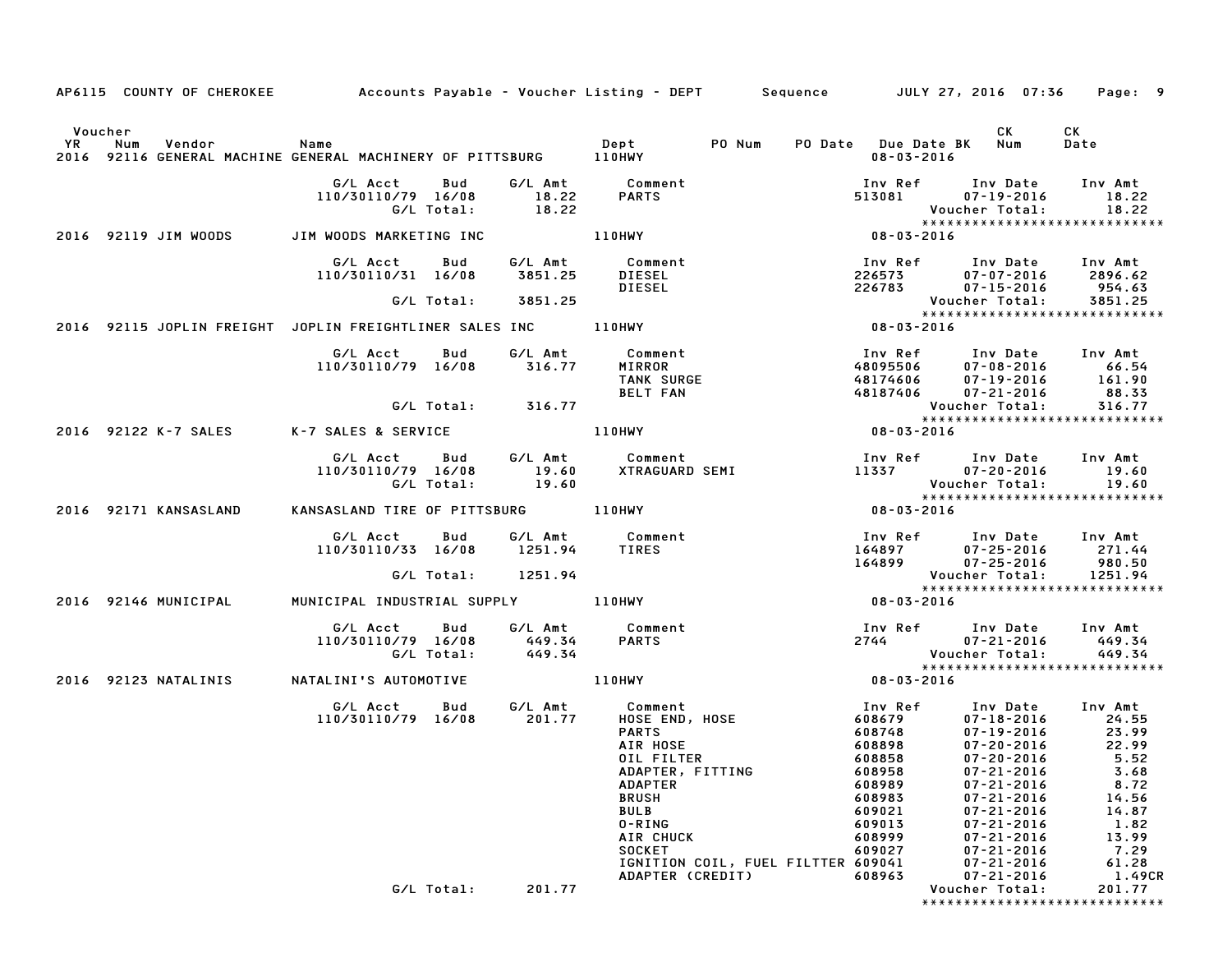AP6115 COUNTY OF CHEROKEE — Accounts Payable - Voucher Listing - DEPT — Sequence — JULY 27, 2016 07:36

| Voucher YR | Num | Vendor | Name | Dept | PO Num | PO Date | Due Date BK | CK Num | CK Date |
|---|---|---|---|---|---|---|---|---|---|
| 2016 | 92116 | GENERAL MACHINE | GENERAL MACHINERY OF PITTSBURG | 110HWY | | | 08-03-2016 | | |

| G/L Acct | Bud | G/L Amt | Comment | Inv Ref | Inv Date | Inv Amt |
|---|---|---|---|---|---|---|
| 110/30110/79 | 16/08 | 18.22 | PARTS | 513081 | 07-19-2016 | 18.22 |
| | G/L Total: | 18.22 | | | Voucher Total: | 18.22 |

| Voucher YR | Num | Vendor | Name | Dept | PO Num | PO Date | Due Date BK | CK Num | CK Date |
|---|---|---|---|---|---|---|---|---|---|
| 2016 | 92119 | JIM WOODS | JIM WOODS MARKETING INC | 110HWY | | | 08-03-2016 | | |

| G/L Acct | Bud | G/L Amt | Comment | Inv Ref | Inv Date | Inv Amt |
|---|---|---|---|---|---|---|
| 110/30110/31 | 16/08 | 3851.25 | DIESEL | 226573 | 07-07-2016 | 2896.62 |
| | | | DIESEL | 226783 | 07-15-2016 | 954.63 |
| | G/L Total: | 3851.25 | | | Voucher Total: | 3851.25 |

| Voucher YR | Num | Vendor | Name | Dept | PO Num | PO Date | Due Date BK | CK Num | CK Date |
|---|---|---|---|---|---|---|---|---|---|
| 2016 | 92115 | JOPLIN FREIGHT | JOPLIN FREIGHTLINER SALES INC | 110HWY | | | 08-03-2016 | | |

| G/L Acct | Bud | G/L Amt | Comment | Inv Ref | Inv Date | Inv Amt |
|---|---|---|---|---|---|---|
| 110/30110/79 | 16/08 | 316.77 | MIRROR | 48095506 | 07-08-2016 | 66.54 |
| | | | TANK SURGE | 48174606 | 07-19-2016 | 161.90 |
| | | | BELT FAN | 48187406 | 07-21-2016 | 88.33 |
| | G/L Total: | 316.77 | | | Voucher Total: | 316.77 |

| Voucher YR | Num | Vendor | Name | Dept | PO Num | PO Date | Due Date BK | CK Num | CK Date |
|---|---|---|---|---|---|---|---|---|---|
| 2016 | 92122 | K-7 SALES | K-7 SALES & SERVICE | 110HWY | | | 08-03-2016 | | |

| G/L Acct | Bud | G/L Amt | Comment | Inv Ref | Inv Date | Inv Amt |
|---|---|---|---|---|---|---|
| 110/30110/79 | 16/08 | 19.60 | XTRAGUARD SEMI | 11337 | 07-20-2016 | 19.60 |
| | G/L Total: | 19.60 | | | Voucher Total: | 19.60 |

| Voucher YR | Num | Vendor | Name | Dept | PO Num | PO Date | Due Date BK | CK Num | CK Date |
|---|---|---|---|---|---|---|---|---|---|
| 2016 | 92171 | KANSASLAND | KANSASLAND TIRE OF PITTSBURG | 110HWY | | | 08-03-2016 | | |

| G/L Acct | Bud | G/L Amt | Comment | Inv Ref | Inv Date | Inv Amt |
|---|---|---|---|---|---|---|
| 110/30110/33 | 16/08 | 1251.94 | TIRES | 164897 | 07-25-2016 | 271.44 |
| | | | | 164899 | 07-25-2016 | 980.50 |
| | G/L Total: | 1251.94 | | | Voucher Total: | 1251.94 |

| Voucher YR | Num | Vendor | Name | Dept | PO Num | PO Date | Due Date BK | CK Num | CK Date |
|---|---|---|---|---|---|---|---|---|---|
| 2016 | 92146 | MUNICIPAL | MUNICIPAL INDUSTRIAL SUPPLY | 110HWY | | | 08-03-2016 | | |

| G/L Acct | Bud | G/L Amt | Comment | Inv Ref | Inv Date | Inv Amt |
|---|---|---|---|---|---|---|
| 110/30110/79 | 16/08 | 449.34 | PARTS | 2744 | 07-21-2016 | 449.34 |
| | G/L Total: | 449.34 | | | Voucher Total: | 449.34 |

| Voucher YR | Num | Vendor | Name | Dept | PO Num | PO Date | Due Date BK | CK Num | CK Date |
|---|---|---|---|---|---|---|---|---|---|
| 2016 | 92123 | NATALINIS | NATALINI'S AUTOMOTIVE | 110HWY | | | 08-03-2016 | | |

| G/L Acct | Bud | G/L Amt | Comment | Inv Ref | Inv Date | Inv Amt |
|---|---|---|---|---|---|---|
| 110/30110/79 | 16/08 | 201.77 | HOSE END, HOSE | 608679 | 07-18-2016 | 24.55 |
| | | | PARTS | 608748 | 07-19-2016 | 23.99 |
| | | | AIR HOSE | 608898 | 07-20-2016 | 22.99 |
| | | | OIL FILTER | 608858 | 07-20-2016 | 5.52 |
| | | | ADAPTER, FITTING | 608958 | 07-21-2016 | 3.68 |
| | | | ADAPTER | 608989 | 07-21-2016 | 8.72 |
| | | | BRUSH | 608983 | 07-21-2016 | 14.56 |
| | | | BULB | 609021 | 07-21-2016 | 14.87 |
| | | | O-RING | 609013 | 07-21-2016 | 1.82 |
| | | | AIR CHUCK | 608999 | 07-21-2016 | 13.99 |
| | | | SOCKET | 609027 | 07-21-2016 | 7.29 |
| | | | IGNITION COIL, FUEL FILTTER | 609041 | 07-21-2016 | 61.28 |
| | | | ADAPTER (CREDIT) | 608963 | 07-21-2016 | 1.49CR |
| | G/L Total: | 201.77 | | | Voucher Total: | 201.77 |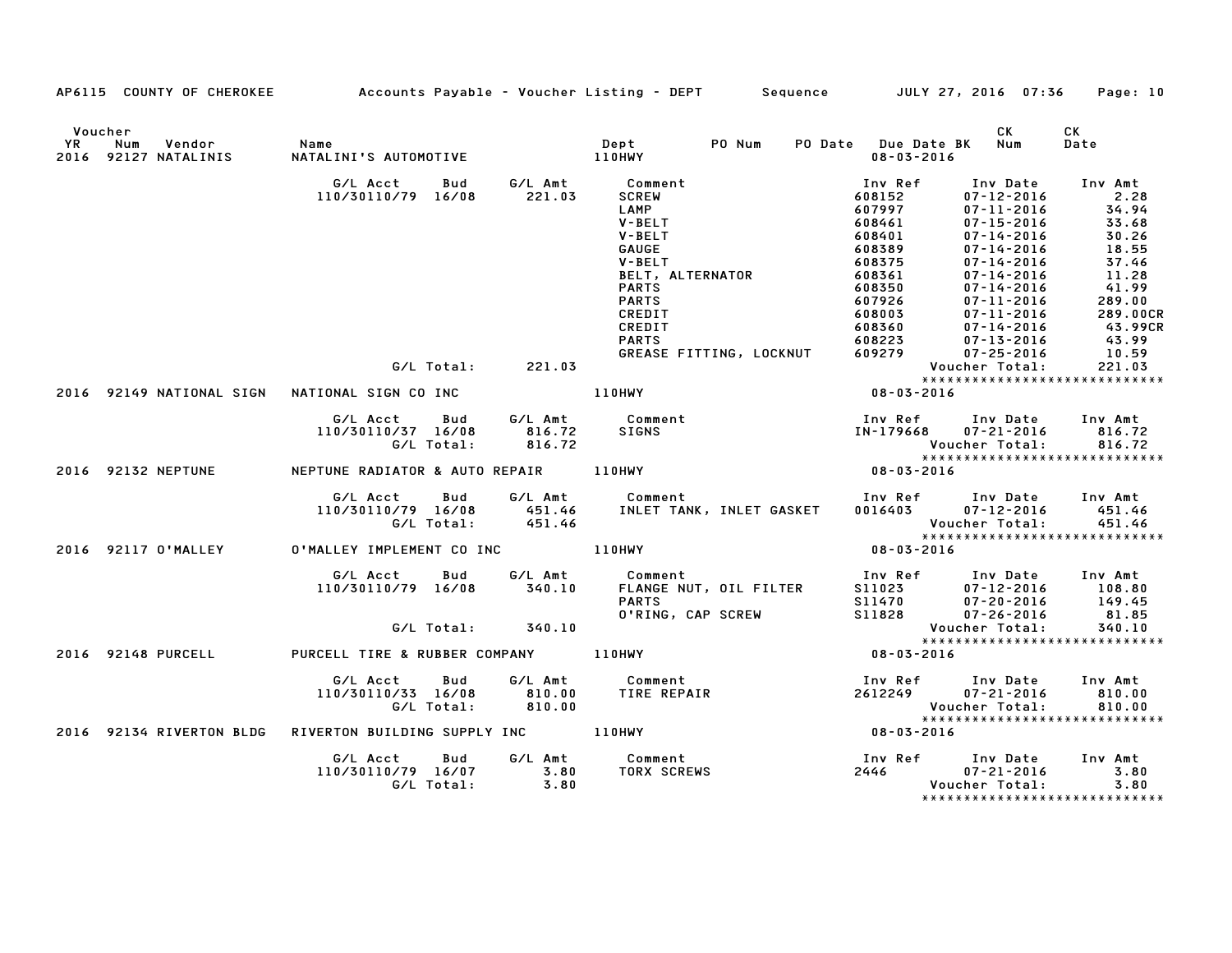AP6115 COUNTY OF CHEROKEE Accounts Payable - Voucher Listing - DEPT Sequence JULY 27, 2016 07:36 Page: 10

| Voucher YR | Num | Vendor | Name | Dept | PO Num | PO Date | Due Date BK | CK Num | CK Date |
|---|---|---|---|---|---|---|---|---|---|
| 2016 | 92127 | NATALINIS | NATALINI'S AUTOMOTIVE | 110HWY | | | 08-03-2016 | | |

| G/L Acct | Bud | G/L Amt | Comment | Inv Ref | Inv Date | Inv Amt |
|---|---|---|---|---|---|---|
| 110/30110/79 | 16/08 | 221.03 | SCREW | 608152 | 07-12-2016 | 2.28 |
| | | | LAMP | 607997 | 07-11-2016 | 34.94 |
| | | | V-BELT | 608461 | 07-15-2016 | 33.68 |
| | | | V-BELT | 608401 | 07-14-2016 | 30.26 |
| | | | GAUGE | 608389 | 07-14-2016 | 18.55 |
| | | | V-BELT | 608375 | 07-14-2016 | 37.46 |
| | | | BELT, ALTERNATOR | 608361 | 07-14-2016 | 11.28 |
| | | | PARTS | 608350 | 07-14-2016 | 41.99 |
| | | | PARTS | 607926 | 07-11-2016 | 289.00 |
| | | | CREDIT | 608003 | 07-11-2016 | 289.00CR |
| | | | CREDIT | 608360 | 07-14-2016 | 43.99CR |
| | | | PARTS | 608223 | 07-13-2016 | 43.99 |
| | | | GREASE FITTING, LOCKNUT | 609279 | 07-25-2016 | 10.59 |
| | G/L Total: | 221.03 | | | Voucher Total: | 221.03 |

*****************************

| Voucher YR | Num | Vendor | Name | Dept | Due Date |
|---|---|---|---|---|---|
| 2016 | 92149 | NATIONAL SIGN | NATIONAL SIGN CO INC | 110HWY | 08-03-2016 |

| G/L Acct | Bud | G/L Amt | Comment | Inv Ref | Inv Date | Inv Amt |
|---|---|---|---|---|---|---|
| 110/30110/37 | 16/08 | 816.72 | SIGNS | IN-179668 | 07-21-2016 | 816.72 |
| | G/L Total: | 816.72 | | | Voucher Total: | 816.72 |

*****************************

| Voucher YR | Num | Vendor | Name | Dept | Due Date |
|---|---|---|---|---|---|
| 2016 | 92132 | NEPTUNE | NEPTUNE RADIATOR & AUTO REPAIR | 110HWY | 08-03-2016 |

| G/L Acct | Bud | G/L Amt | Comment | Inv Ref | Inv Date | Inv Amt |
|---|---|---|---|---|---|---|
| 110/30110/79 | 16/08 | 451.46 | INLET TANK, INLET GASKET | 0016403 | 07-12-2016 | 451.46 |
| | G/L Total: | 451.46 | | | Voucher Total: | 451.46 |

*****************************

| Voucher YR | Num | Vendor | Name | Dept | Due Date |
|---|---|---|---|---|---|
| 2016 | 92117 | O'MALLEY | O'MALLEY IMPLEMENT CO INC | 110HWY | 08-03-2016 |

| G/L Acct | Bud | G/L Amt | Comment | Inv Ref | Inv Date | Inv Amt |
|---|---|---|---|---|---|---|
| 110/30110/79 | 16/08 | 340.10 | FLANGE NUT, OIL FILTER | S11023 | 07-12-2016 | 108.80 |
| | | | PARTS | S11470 | 07-20-2016 | 149.45 |
| | | | O'RING, CAP SCREW | S11828 | 07-26-2016 | 81.85 |
| | G/L Total: | 340.10 | | | Voucher Total: | 340.10 |

*****************************

| Voucher YR | Num | Vendor | Name | Dept | Due Date |
|---|---|---|---|---|---|
| 2016 | 92148 | PURCELL | PURCELL TIRE & RUBBER COMPANY | 110HWY | 08-03-2016 |

| G/L Acct | Bud | G/L Amt | Comment | Inv Ref | Inv Date | Inv Amt |
|---|---|---|---|---|---|---|
| 110/30110/33 | 16/08 | 810.00 | TIRE REPAIR | 2612249 | 07-21-2016 | 810.00 |
| | G/L Total: | 810.00 | | | Voucher Total: | 810.00 |

*****************************

| Voucher YR | Num | Vendor | Name | Dept | Due Date |
|---|---|---|---|---|---|
| 2016 | 92134 | RIVERTON BLDG | RIVERTON BUILDING SUPPLY INC | 110HWY | 08-03-2016 |

| G/L Acct | Bud | G/L Amt | Comment | Inv Ref | Inv Date | Inv Amt |
|---|---|---|---|---|---|---|
| 110/30110/79 | 16/07 | 3.80 | TORX SCREWS | 2446 | 07-21-2016 | 3.80 |
| | G/L Total: | 3.80 | | | Voucher Total: | 3.80 |

*****************************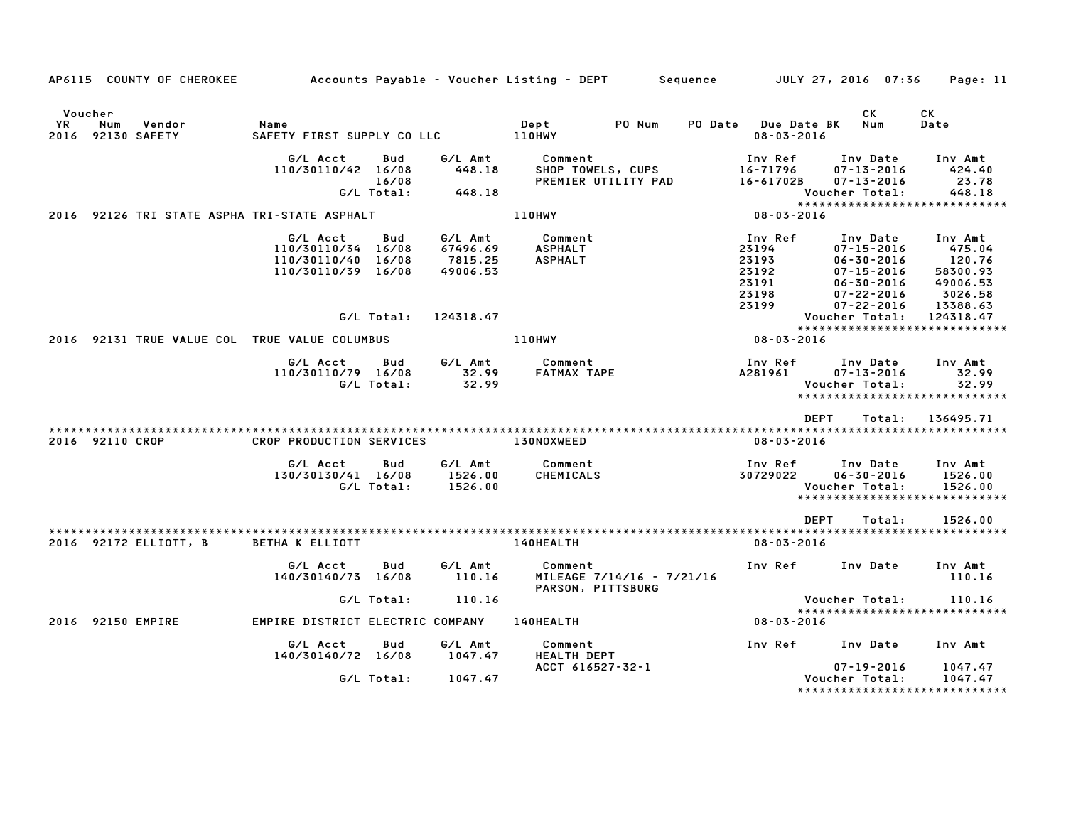AP6115 COUNTY OF CHEROKEE Accounts Payable - Voucher Listing - DEPT Sequence JULY 27, 2016 07:36

| Voucher YR | Num | Vendor | Name | Dept | PO Num | PO Date | Due Date BK | CK Num | CK Date |
|---|---|---|---|---|---|---|---|---|---|
| 2016 | 92130 | SAFETY | SAFETY FIRST SUPPLY CO LLC | 110HWY | | | 08-03-2016 | | |

| G/L Acct | Bud | G/L Amt | Comment | Inv Ref | Inv Date | Inv Amt |
|---|---|---|---|---|---|---|
| 110/30110/42 | 16/08 | 448.18 | SHOP TOWELS, CUPS | 16-71796 | 07-13-2016 | 424.40 |
| | 16/08 | | PREMIER UTILITY PAD | 16-61702B | 07-13-2016 | 23.78 |
| | G/L Total: | 448.18 | | | Voucher Total: | 448.18 |

| Voucher YR | Num | Vendor | Name | Dept | Due Date |
|---|---|---|---|---|---|
| 2016 | 92126 | TRI STATE ASPHA | TRI-STATE ASPHALT | 110HWY | 08-03-2016 |

| G/L Acct | Bud | G/L Amt | Comment | Inv Ref | Inv Date | Inv Amt |
|---|---|---|---|---|---|---|
| 110/30110/34 | 16/08 | 67496.69 | ASPHALT | 23194 | 07-15-2016 | 475.04 |
| 110/30110/40 | 16/08 | 7815.25 | ASPHALT | 23193 | 06-30-2016 | 120.76 |
| 110/30110/39 | 16/08 | 49006.53 | | 23192 | 07-15-2016 | 58300.93 |
| | | | | 23191 | 06-30-2016 | 49006.53 |
| | | | | 23198 | 07-22-2016 | 3026.58 |
| | | | | 23199 | 07-22-2016 | 13388.63 |
| | G/L Total: | 124318.47 | | | Voucher Total: | 124318.47 |

| Voucher YR | Num | Vendor | Name | Dept | Due Date |
|---|---|---|---|---|---|
| 2016 | 92131 | TRUE VALUE COL | TRUE VALUE COLUMBUS | 110HWY | 08-03-2016 |

| G/L Acct | Bud | G/L Amt | Comment | Inv Ref | Inv Date | Inv Amt |
|---|---|---|---|---|---|---|
| 110/30110/79 | 16/08 | 32.99 | FATMAX TAPE | A281961 | 07-13-2016 | 32.99 |
| | G/L Total: | 32.99 | | | Voucher Total: | 32.99 |

DEPT Total: 136495.71

| Voucher YR | Num | Vendor | Name | Dept | Due Date |
|---|---|---|---|---|---|
| 2016 | 92110 | CROP | CROP PRODUCTION SERVICES | 130NOXWEED | 08-03-2016 |

| G/L Acct | Bud | G/L Amt | Comment | Inv Ref | Inv Date | Inv Amt |
|---|---|---|---|---|---|---|
| 130/30130/41 | 16/08 | 1526.00 | CHEMICALS | 30729022 | 06-30-2016 | 1526.00 |
| | G/L Total: | 1526.00 | | | Voucher Total: | 1526.00 |

DEPT Total: 1526.00

| Voucher YR | Num | Vendor | Name | Dept | Due Date |
|---|---|---|---|---|---|
| 2016 | 92172 | ELLIOTT, B | BETHA K ELLIOTT | 140HEALTH | 08-03-2016 |

| G/L Acct | Bud | G/L Amt | Comment | Inv Ref | Inv Date | Inv Amt |
|---|---|---|---|---|---|---|
| 140/30140/73 | 16/08 | 110.16 | MILEAGE 7/14/16 - 7/21/16 PARSON, PITTSBURG | | | 110.16 |
| | G/L Total: | 110.16 | | | Voucher Total: | 110.16 |

| Voucher YR | Num | Vendor | Name | Dept | Due Date |
|---|---|---|---|---|---|
| 2016 | 92150 | EMPIRE | EMPIRE DISTRICT ELECTRIC COMPANY | 140HEALTH | 08-03-2016 |

| G/L Acct | Bud | G/L Amt | Comment | Inv Ref | Inv Date | Inv Amt |
|---|---|---|---|---|---|---|
| 140/30140/72 | 16/08 | 1047.47 | HEALTH DEPT ACCT 616527-32-1 | | 07-19-2016 | 1047.47 |
| | G/L Total: | 1047.47 | | | Voucher Total: | 1047.47 |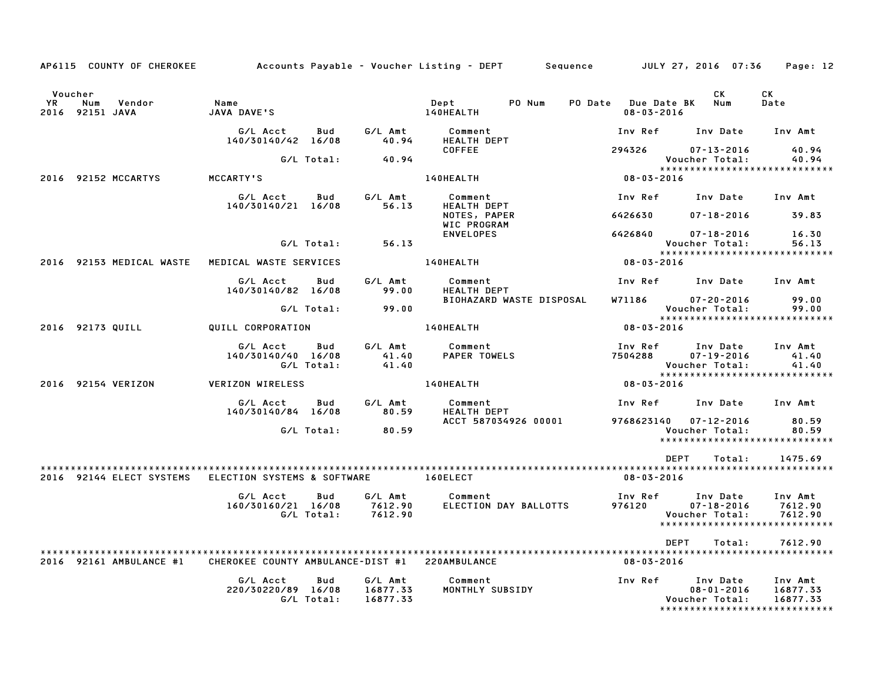AP6115 COUNTY OF CHEROKEE — Accounts Payable - Voucher Listing - DEPT — Sequence — JULY 27, 2016 07:36

| Voucher YR | Num | Vendor | Name | Dept | PO Num | PO Date | Due Date | BK | CK Num | CK Date |
|---|---|---|---|---|---|---|---|---|---|---|
| 2016 | 92151 | JAVA | JAVA DAVE'S | 140HEALTH | | | 08-03-2016 | | | |

| G/L Acct | Bud | G/L Amt | Comment | Inv Ref | Inv Date | Inv Amt |
|---|---|---|---|---|---|---|
| 140/30140/42 | 16/08 | 40.94 | HEALTH DEPT | | | |
| | | | COFFEE | 294326 | 07-13-2016 | 40.94 |
| | G/L Total: | 40.94 | | | Voucher Total: | 40.94 |

*****************************

| Voucher YR | Num | Vendor | Name | Dept | Due Date |
|---|---|---|---|---|---|
| 2016 | 92152 | MCCARTYS | MCCARTY'S | 140HEALTH | 08-03-2016 |

| G/L Acct | Bud | G/L Amt | Comment | Inv Ref | Inv Date | Inv Amt |
|---|---|---|---|---|---|---|
| 140/30140/21 | 16/08 | 56.13 | HEALTH DEPT | | | |
| | | | NOTES, PAPER | 6426630 | 07-18-2016 | 39.83 |
| | | | WIC PROGRAM | | | |
| | | | ENVELOPES | 6426840 | 07-18-2016 | 16.30 |
| | G/L Total: | 56.13 | | | Voucher Total: | 56.13 |

*****************************

| Voucher YR | Num | Vendor | Name | Dept | Due Date |
|---|---|---|---|---|---|
| 2016 | 92153 | MEDICAL WASTE | MEDICAL WASTE SERVICES | 140HEALTH | 08-03-2016 |

| G/L Acct | Bud | G/L Amt | Comment | Inv Ref | Inv Date | Inv Amt |
|---|---|---|---|---|---|---|
| 140/30140/82 | 16/08 | 99.00 | HEALTH DEPT | | | |
| | | | BIOHAZARD WASTE DISPOSAL | W71186 | 07-20-2016 | 99.00 |
| | G/L Total: | 99.00 | | | Voucher Total: | 99.00 |

*****************************

| Voucher YR | Num | Vendor | Name | Dept | Due Date |
|---|---|---|---|---|---|
| 2016 | 92173 | QUILL | QUILL CORPORATION | 140HEALTH | 08-03-2016 |

| G/L Acct | Bud | G/L Amt | Comment | Inv Ref | Inv Date | Inv Amt |
|---|---|---|---|---|---|---|
| 140/30140/40 | 16/08 | 41.40 | PAPER TOWELS | 7504288 | 07-19-2016 | 41.40 |
| | G/L Total: | 41.40 | | | Voucher Total: | 41.40 |

*****************************

| Voucher YR | Num | Vendor | Name | Dept | Due Date |
|---|---|---|---|---|---|
| 2016 | 92154 | VERIZON | VERIZON WIRELESS | 140HEALTH | 08-03-2016 |

| G/L Acct | Bud | G/L Amt | Comment | Inv Ref | Inv Date | Inv Amt |
|---|---|---|---|---|---|---|
| 140/30140/84 | 16/08 | 80.59 | HEALTH DEPT | | | |
| | | | ACCT 587034926 00001 | 9768623140 | 07-12-2016 | 80.59 |
| | G/L Total: | 80.59 | | | Voucher Total: | 80.59 |

*****************************

DEPT Total: 1475.69

*****************************

| Voucher YR | Num | Vendor | Name | Dept | Due Date |
|---|---|---|---|---|---|
| 2016 | 92144 | ELECT SYSTEMS | ELECTION SYSTEMS & SOFTWARE | 160ELECT | 08-03-2016 |

| G/L Acct | Bud | G/L Amt | Comment | Inv Ref | Inv Date | Inv Amt |
|---|---|---|---|---|---|---|
| 160/30160/21 | 16/08 | 7612.90 | ELECTION DAY BALLOTTS | 976120 | 07-18-2016 | 7612.90 |
| | G/L Total: | 7612.90 | | | Voucher Total: | 7612.90 |

*****************************

DEPT Total: 7612.90

*****************************

| Voucher YR | Num | Vendor | Name | Dept | Due Date |
|---|---|---|---|---|---|
| 2016 | 92161 | AMBULANCE #1 | CHEROKEE COUNTY AMBULANCE-DIST #1 | 220AMBULANCE | 08-03-2016 |

| G/L Acct | Bud | G/L Amt | Comment | Inv Ref | Inv Date | Inv Amt |
|---|---|---|---|---|---|---|
| 220/30220/89 | 16/08 | 16877.33 | MONTHLY SUBSIDY | | 08-01-2016 | 16877.33 |
| | G/L Total: | 16877.33 | | | Voucher Total: | 16877.33 |

*****************************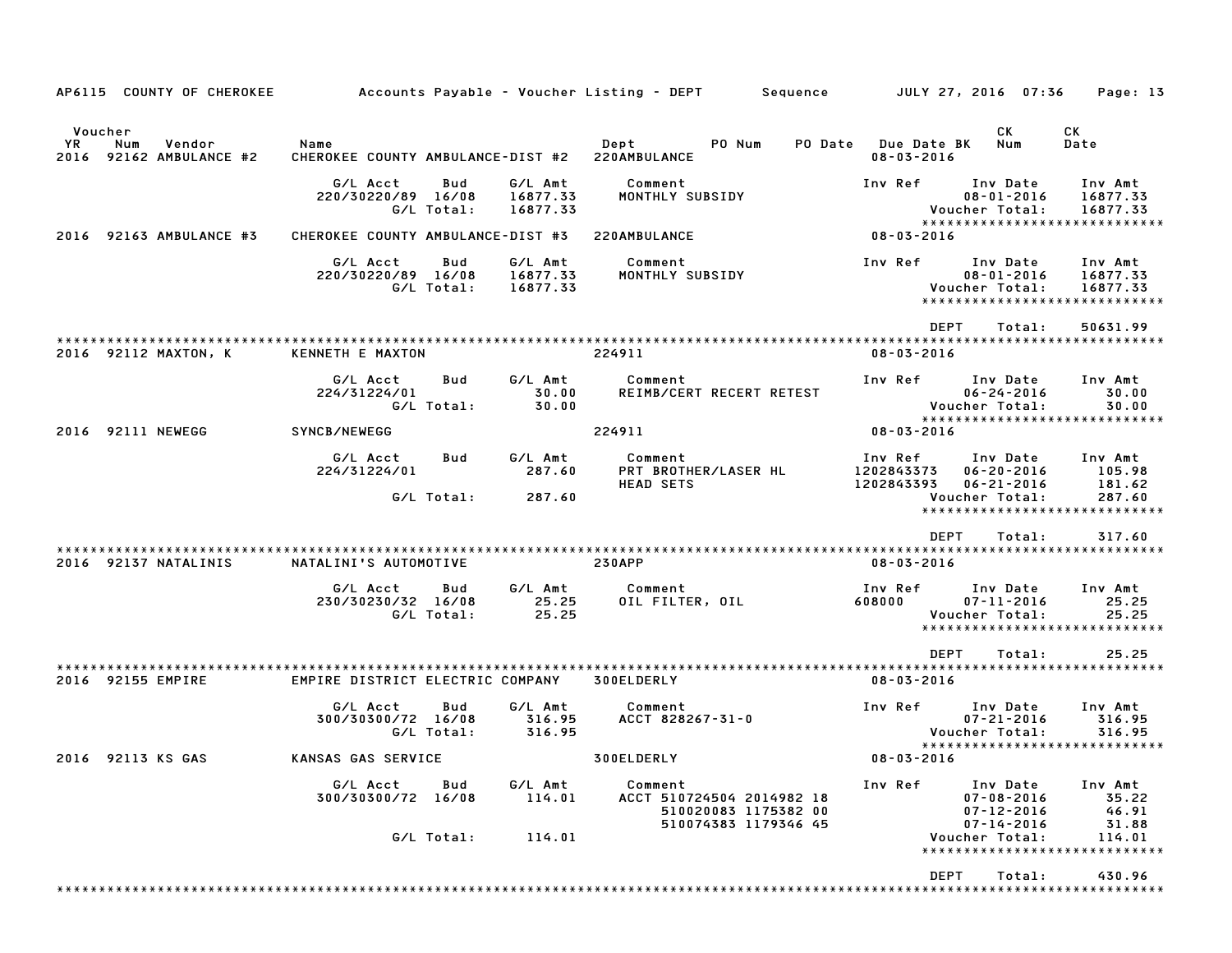AP6115 COUNTY OF CHEROKEE — Accounts Payable - Voucher Listing - DEPT — Sequence — JULY 27, 2016 07:36

| Voucher YR | Num | Vendor | Name | Dept | PO Num | PO Date | Due Date BK | CK Num | CK Date |
|---|---|---|---|---|---|---|---|---|---|
| 2016 | 92162 | AMBULANCE #2 | CHEROKEE COUNTY AMBULANCE-DIST #2 | 220AMBULANCE | | | 08-03-2016 | | |

| G/L Acct | Bud | G/L Amt | Comment | Inv Ref | Inv Date | Inv Amt |
|---|---|---|---|---|---|---|
| 220/30220/89 | 16/08 | 16877.33 | MONTHLY SUBSIDY | | 08-01-2016 | 16877.33 |
| | G/L Total: | 16877.33 | | | Voucher Total: | 16877.33 |

| Voucher YR | Num | Vendor | Name | Dept | PO Num | PO Date | Due Date BK | CK Num | CK Date |
|---|---|---|---|---|---|---|---|---|---|
| 2016 | 92163 | AMBULANCE #3 | CHEROKEE COUNTY AMBULANCE-DIST #3 | 220AMBULANCE | | | 08-03-2016 | | |

| G/L Acct | Bud | G/L Amt | Comment | Inv Ref | Inv Date | Inv Amt |
|---|---|---|---|---|---|---|
| 220/30220/89 | 16/08 | 16877.33 | MONTHLY SUBSIDY | | 08-01-2016 | 16877.33 |
| | G/L Total: | 16877.33 | | | Voucher Total: | 16877.33 |

DEPT Total: 50631.99

| Voucher YR | Num | Vendor | Name | Dept | PO Num | PO Date | Due Date BK | CK Num | CK Date |
|---|---|---|---|---|---|---|---|---|---|
| 2016 | 92112 | MAXTON, K | KENNETH E MAXTON | 224911 | | | 08-03-2016 | | |

| G/L Acct | Bud | G/L Amt | Comment | Inv Ref | Inv Date | Inv Amt |
|---|---|---|---|---|---|---|
| 224/31224/01 | | 30.00 | REIMB/CERT RECERT RETEST | | 06-24-2016 | 30.00 |
| | G/L Total: | 30.00 | | | Voucher Total: | 30.00 |

| Voucher YR | Num | Vendor | Name | Dept | PO Num | PO Date | Due Date BK | CK Num | CK Date |
|---|---|---|---|---|---|---|---|---|---|
| 2016 | 92111 | NEWEGG | SYNCB/NEWEGG | 224911 | | | 08-03-2016 | | |

| G/L Acct | Bud | G/L Amt | Comment | Inv Ref | Inv Date | Inv Amt |
|---|---|---|---|---|---|---|
| 224/31224/01 | | 287.60 | PRT BROTHER/LASER HL | 1202843373 | 06-20-2016 | 105.98 |
| | | | HEAD SETS | 1202843393 | 06-21-2016 | 181.62 |
| | G/L Total: | 287.60 | | | Voucher Total: | 287.60 |

DEPT Total: 317.60

| Voucher YR | Num | Vendor | Name | Dept | PO Num | PO Date | Due Date BK | CK Num | CK Date |
|---|---|---|---|---|---|---|---|---|---|
| 2016 | 92137 | NATALINIS | NATALINI'S AUTOMOTIVE | 230APP | | | 08-03-2016 | | |

| G/L Acct | Bud | G/L Amt | Comment | Inv Ref | Inv Date | Inv Amt |
|---|---|---|---|---|---|---|
| 230/30230/32 | 16/08 | 25.25 | OIL FILTER, OIL | 608000 | 07-11-2016 | 25.25 |
| | G/L Total: | 25.25 | | | Voucher Total: | 25.25 |

DEPT Total: 25.25

| Voucher YR | Num | Vendor | Name | Dept | PO Num | PO Date | Due Date BK | CK Num | CK Date |
|---|---|---|---|---|---|---|---|---|---|
| 2016 | 92155 | EMPIRE | EMPIRE DISTRICT ELECTRIC COMPANY | 300ELDERLY | | | 08-03-2016 | | |

| G/L Acct | Bud | G/L Amt | Comment | Inv Ref | Inv Date | Inv Amt |
|---|---|---|---|---|---|---|
| 300/30300/72 | 16/08 | 316.95 | ACCT 828267-31-0 | | 07-21-2016 | 316.95 |
| | G/L Total: | 316.95 | | | Voucher Total: | 316.95 |

| Voucher YR | Num | Vendor | Name | Dept | PO Num | PO Date | Due Date BK | CK Num | CK Date |
|---|---|---|---|---|---|---|---|---|---|
| 2016 | 92113 | KS GAS | KANSAS GAS SERVICE | 300ELDERLY | | | 08-03-2016 | | |

| G/L Acct | Bud | G/L Amt | Comment | Inv Ref | Inv Date | Inv Amt |
|---|---|---|---|---|---|---|
| 300/30300/72 | 16/08 | 114.01 | ACCT 510724504 2014982 18 | | 07-08-2016 | 35.22 |
| | | | 510020083 1175382 00 | | 07-12-2016 | 46.91 |
| | | | 510074383 1179346 45 | | 07-14-2016 | 31.88 |
| | G/L Total: | 114.01 | | | Voucher Total: | 114.01 |

DEPT Total: 430.96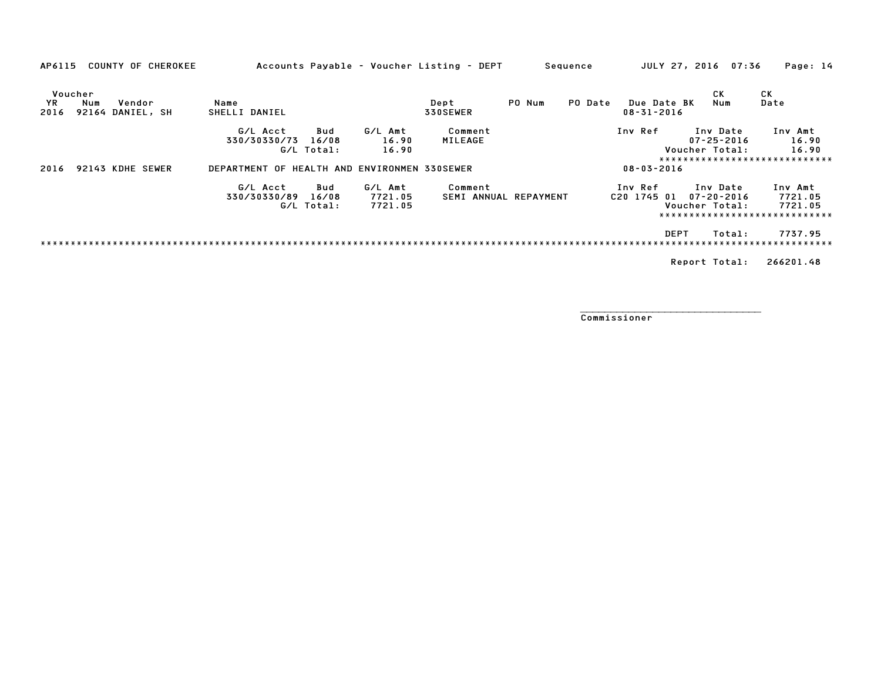AP6115 COUNTY OF CHEROKEE — Accounts Payable - Voucher Listing - DEPT — Sequence — JULY 27, 2016 07:36

| Voucher YR | Num | Vendor | Name | Dept | PO Num | PO Date | Due Date BK | CK Num | CK Date |
|---|---|---|---|---|---|---|---|---|---|
| 2016 | 92164 | DANIEL, SH | SHELLI DANIEL | 330SEWER | | | 08-31-2016 | | |

| G/L Acct | Bud | G/L Amt | Comment | Inv Ref | Inv Date | Inv Amt |
|---|---|---|---|---|---|---|
| 330/30330/73 | 16/08 | 16.90 | MILEAGE | | 07-25-2016 | 16.90 |
| | G/L Total: | 16.90 | | | Voucher Total: | 16.90 |

*****************************

| Voucher YR | Num | Vendor | Name | Dept | PO Num | PO Date | Due Date BK | CK Num | CK Date |
|---|---|---|---|---|---|---|---|---|---|
| 2016 | 92143 | KDHE SEWER | DEPARTMENT OF HEALTH AND ENVIRONMEN | 330SEWER | | | 08-03-2016 | | |

| G/L Acct | Bud | G/L Amt | Comment | Inv Ref | Inv Date | Inv Amt |
|---|---|---|---|---|---|---|
| 330/30330/89 | 16/08 | 7721.05 | SEMI ANNUAL REPAYMENT | C20 1745 01 | 07-20-2016 | 7721.05 |
| | G/L Total: | 7721.05 | | | Voucher Total: | 7721.05 |

*****************************

DEPT Total: 7737.95

*********************************************************************************************************************

Report Total: 266201.48

_______________________________
Commissioner